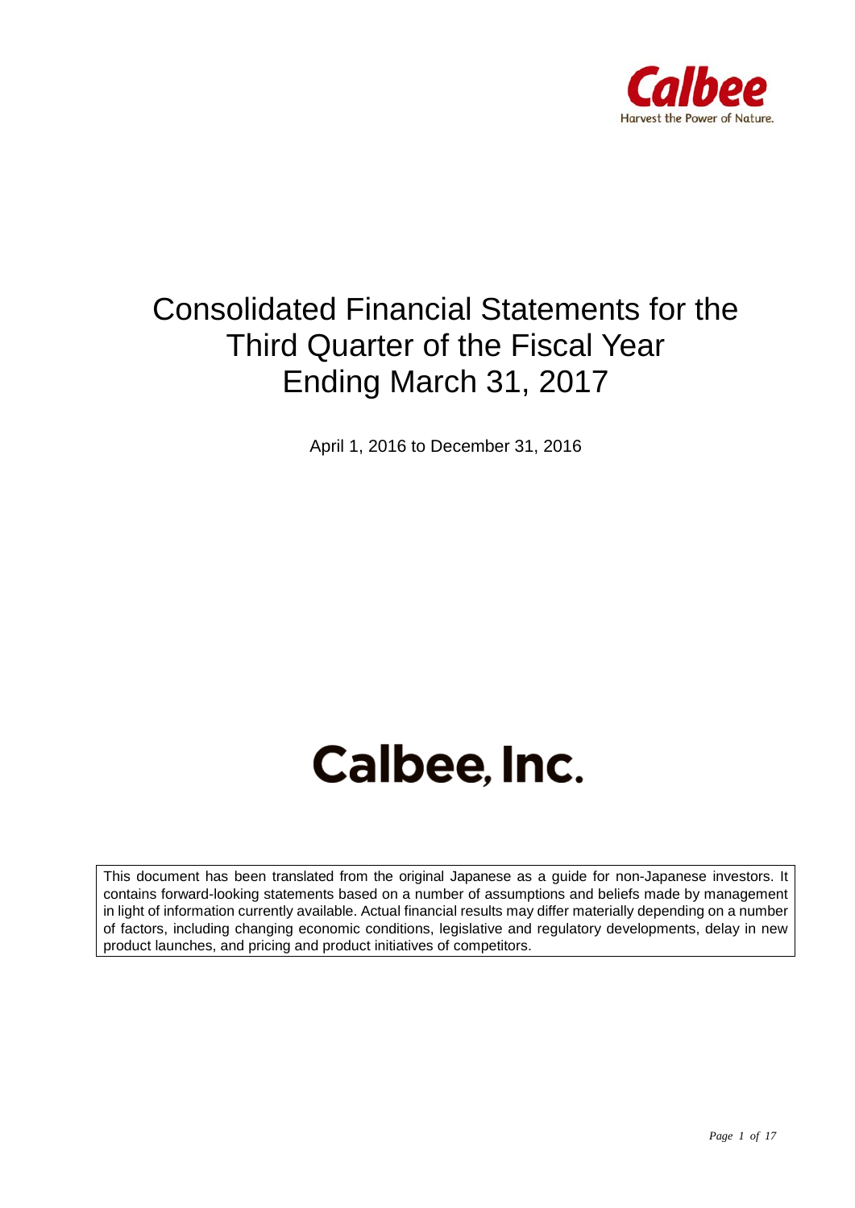Calbee

Harvest the Power of Nature.

# Consolidated Financial Statements for the Third Quarter of the Fiscal Year Ending March 31, 2017

April 1, 2016 to December 31, 2016

# Calbee, Inc.

This document has been translated from the original Japanese as a guide for non-Japanese investors. It contains forward-looking statements based on a number of assumptions and beliefs made by management in light of information currently available. Actual financial results may differ materially depending on a number of factors, including changing economic conditions, legislative and regulatory developments, delay in new product launches, and pricing and product initiatives of competitors.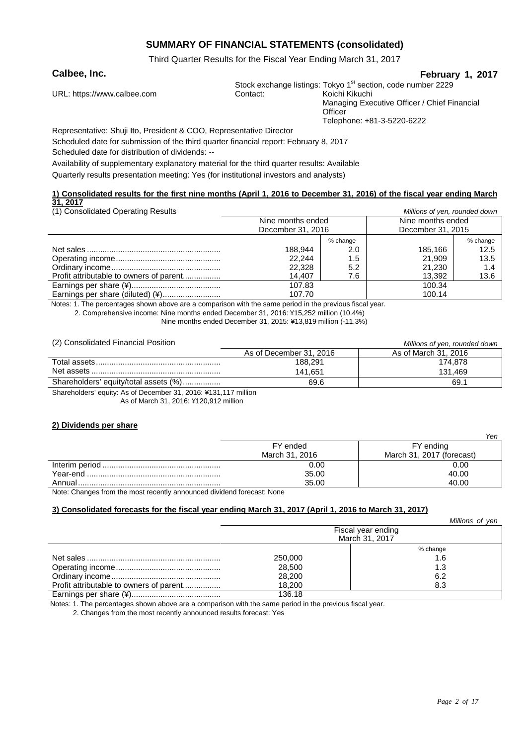# SUMMARY OF FINANCIAL STATEMENTS (consolidated)

Third Quarter Results for the Fiscal Year Ending March 31, 2017

**Calbee, Inc.** **February 1, 2017**

URL: https://www.calbee.com

Stock exchange listings: Tokyo 1st section, code number 2229

Contact: Koichi Kikuchi
Managing Executive Officer / Chief Financial Officer
Telephone: +81-3-5220-6222

Representative: Shuji Ito, President & COO, Representative Director

Scheduled date for submission of the third quarter financial report: February 8, 2017

Scheduled date for distribution of dividends: --

Availability of supplementary explanatory material for the third quarter results: Available

Quarterly results presentation meeting: Yes (for institutional investors and analysts)

## 1) Consolidated results for the first nine months (April 1, 2016 to December 31, 2016) of the fiscal year ending March 31, 2017

(1) Consolidated Operating Results

*Millions of yen, rounded down*

| | Nine months ended December 31, 2016 | | Nine months ended December 31, 2015 | |
|---|---|---|---|---|
| | | % change | | % change |
| Net sales | 188,944 | 2.0 | 185,166 | 12.5 |
| Operating income | 22,244 | 1.5 | 21,909 | 13.5 |
| Ordinary income | 22,328 | 5.2 | 21,230 | 1.4 |
| Profit attributable to owners of parent | 14,407 | 7.6 | 13,392 | 13.6 |
| Earnings per share (¥) | 107.83 | | 100.34 | |
| Earnings per share (diluted) (¥) | 107.70 | | 100.14 | |

Notes: 1. The percentages shown above are a comparison with the same period in the previous fiscal year.

2. Comprehensive income: Nine months ended December 31, 2016: ¥15,252 million (10.4%)
Nine months ended December 31, 2015: ¥13,819 million (-11.3%)

(2) Consolidated Financial Position

*Millions of yen, rounded down*

| | As of December 31, 2016 | As of March 31, 2016 |
|---|---|---|
| Total assets | 188,291 | 174,878 |
| Net assets | 141,651 | 131,469 |
| Shareholders' equity/total assets (%) | 69.6 | 69.1 |

Shareholders' equity: As of December 31, 2016: ¥131,117 million
As of March 31, 2016: ¥120,912 million

## 2) Dividends per share

*Yen*

| | FY ended March 31, 2016 | FY ending March 31, 2017 (forecast) |
|---|---|---|
| Interim period | 0.00 | 0.00 |
| Year-end | 35.00 | 40.00 |
| Annual | 35.00 | 40.00 |

Note: Changes from the most recently announced dividend forecast: None

## 3) Consolidated forecasts for the fiscal year ending March 31, 2017 (April 1, 2016 to March 31, 2017)

*Millions of yen*

| | Fiscal year ending March 31, 2017 | |
|---|---|---|
| | | % change |
| Net sales | 250,000 | 1.6 |
| Operating income | 28,500 | 1.3 |
| Ordinary income | 28,200 | 6.2 |
| Profit attributable to owners of parent | 18,200 | 8.3 |
| Earnings per share (¥) | 136.18 | |

Notes: 1. The percentages shown above are a comparison with the same period in the previous fiscal year.

2. Changes from the most recently announced results forecast: Yes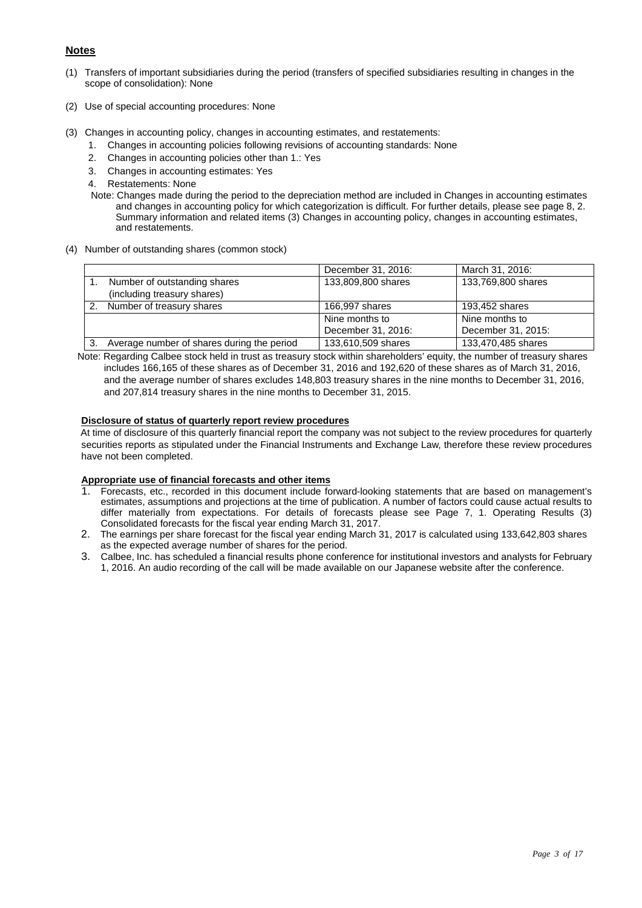## Notes

(1) Transfers of important subsidiaries during the period (transfers of specified subsidiaries resulting in changes in the scope of consolidation): None

(2) Use of special accounting procedures: None

(3) Changes in accounting policy, changes in accounting estimates, and restatements:

1. Changes in accounting policies following revisions of accounting standards: None
2. Changes in accounting policies other than 1.: Yes
3. Changes in accounting estimates: Yes
4. Restatements: None

Note: Changes made during the period to the depreciation method are included in Changes in accounting estimates and changes in accounting policy for which categorization is difficult. For further details, please see page 8, 2. Summary information and related items (3) Changes in accounting policy, changes in accounting estimates, and restatements.

(4) Number of outstanding shares (common stock)

| | December 31, 2016: | March 31, 2016: |
|---|---|---|
| 1. Number of outstanding shares (including treasury shares) | 133,809,800 shares | 133,769,800 shares |
| 2. Number of treasury shares | 166,997 shares | 193,452 shares |
| | Nine months to December 31, 2016: | Nine months to December 31, 2015: |
| 3. Average number of shares during the period | 133,610,509 shares | 133,470,485 shares |

Note: Regarding Calbee stock held in trust as treasury stock within shareholders' equity, the number of treasury shares includes 166,165 of these shares as of December 31, 2016 and 192,620 of these shares as of March 31, 2016, and the average number of shares excludes 148,803 treasury shares in the nine months to December 31, 2016, and 207,814 treasury shares in the nine months to December 31, 2015.

**Disclosure of status of quarterly report review procedures**

At time of disclosure of this quarterly financial report the company was not subject to the review procedures for quarterly securities reports as stipulated under the Financial Instruments and Exchange Law, therefore these review procedures have not been completed.

**Appropriate use of financial forecasts and other items**

1. Forecasts, etc., recorded in this document include forward-looking statements that are based on management's estimates, assumptions and projections at the time of publication. A number of factors could cause actual results to differ materially from expectations. For details of forecasts please see Page 7, 1. Operating Results (3) Consolidated forecasts for the fiscal year ending March 31, 2017.
2. The earnings per share forecast for the fiscal year ending March 31, 2017 is calculated using 133,642,803 shares as the expected average number of shares for the period.
3. Calbee, Inc. has scheduled a financial results phone conference for institutional investors and analysts for February 1, 2016. An audio recording of the call will be made available on our Japanese website after the conference.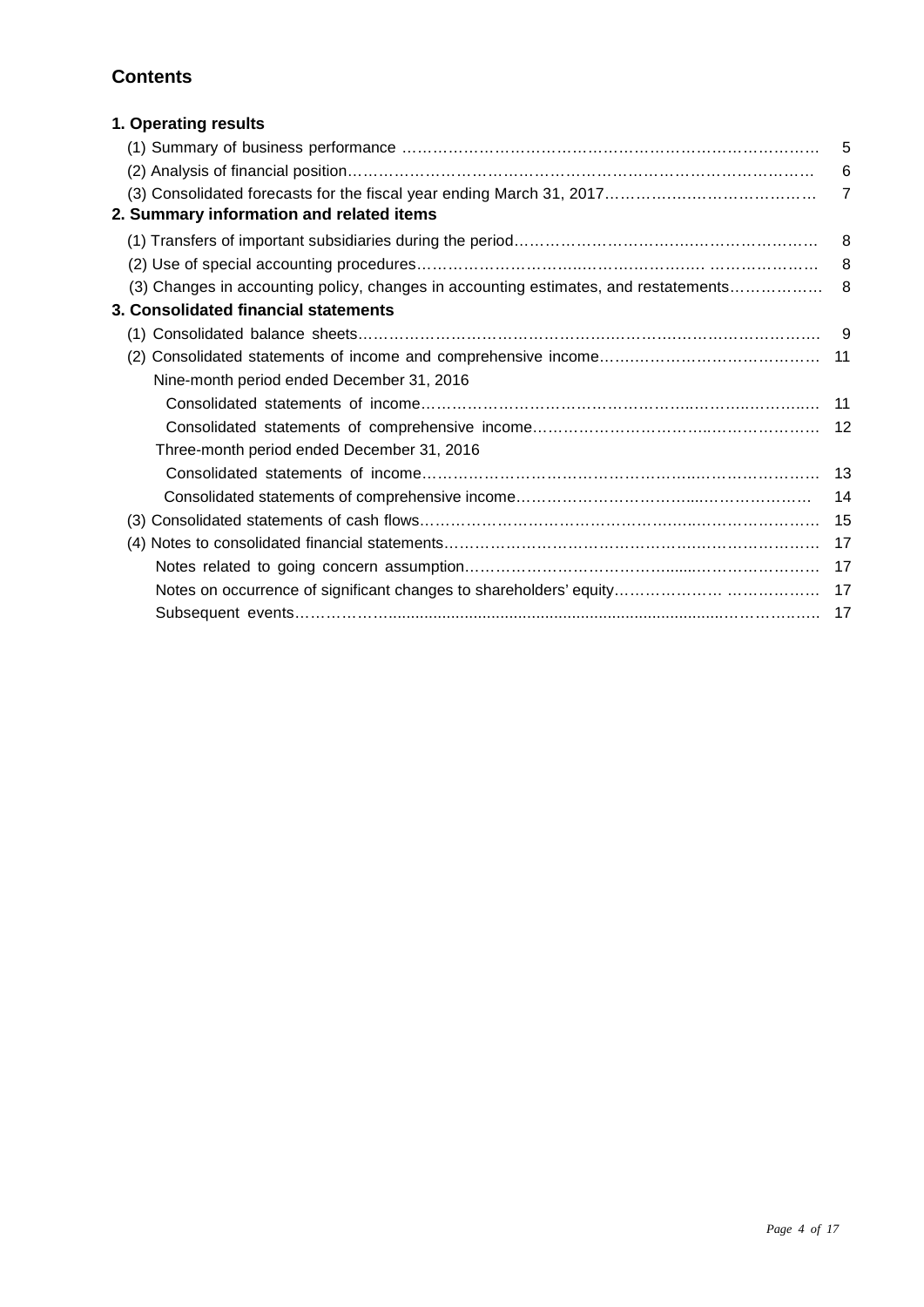## Contents

### 1. Operating results

(1) Summary of business performance ………………………………………………………………… 5

(2) Analysis of financial position………………………………………………………………………… 6

(3) Consolidated forecasts for the fiscal year ending March 31, 2017………………………………… 7

### 2. Summary information and related items

(1) Transfers of important subsidiaries during the period…………………………………………………… 8

(2) Use of special accounting procedures……………………………………………………………… 8

(3) Changes in accounting policy, changes in accounting estimates, and restatements……………… 8

### 3. Consolidated financial statements

(1) Consolidated balance sheets……………………………………………………………………………… 9

(2) Consolidated statements of income and comprehensive income…………………………………… 11

Nine-month period ended December 31, 2016

Consolidated statements of income…………………………………………………………………… 11

Consolidated statements of comprehensive income………………………………………………… 12

Three-month period ended December 31, 2016

Consolidated statements of income…………………………………………………………………… 13

Consolidated statements of comprehensive income………………………………………………… 14

(3) Consolidated statements of cash flows…………………………………………………………………… 15

(4) Notes to consolidated financial statements……………………………………………………………… 17

Notes related to going concern assumption…………………………………………………………… 17

Notes on occurrence of significant changes to shareholders' equity………………………………… 17

Subsequent events………………………………………………………………………………………… 17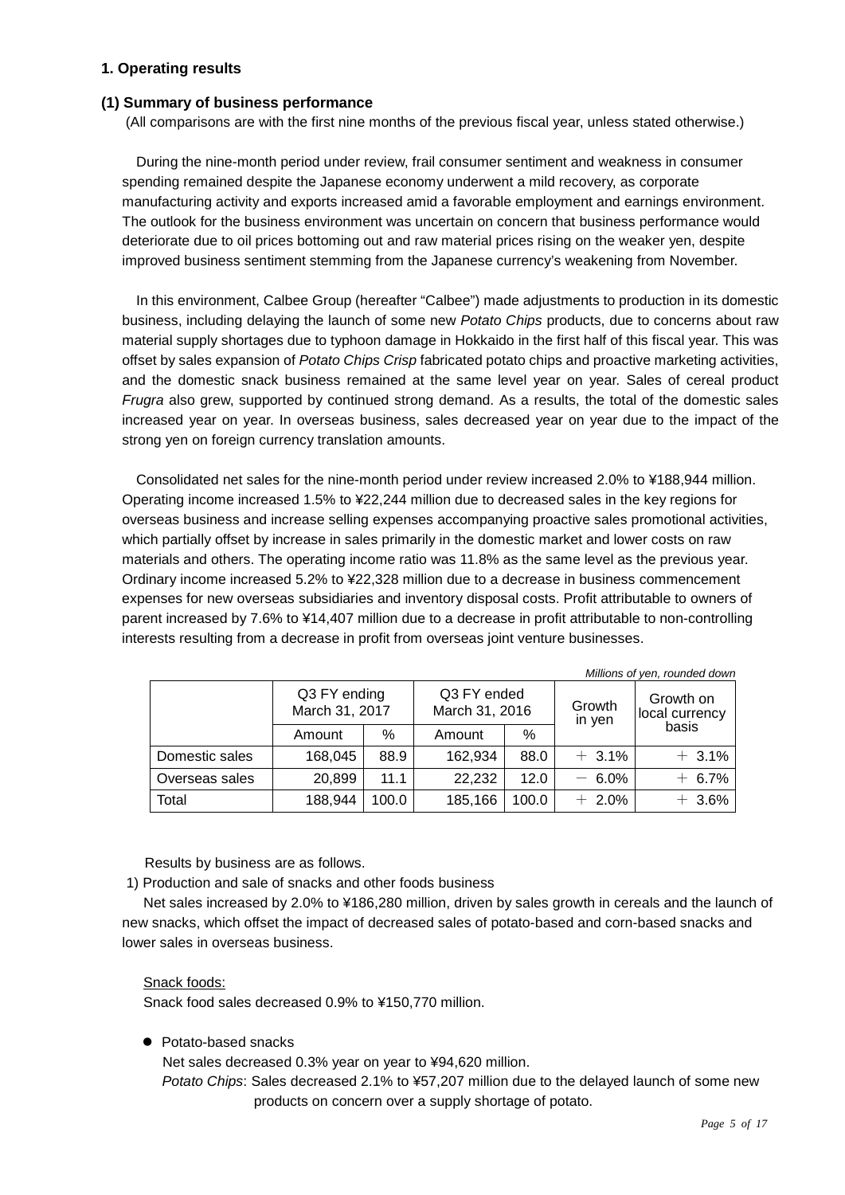## 1. Operating results

### (1) Summary of business performance

(All comparisons are with the first nine months of the previous fiscal year, unless stated otherwise.)

During the nine-month period under review, frail consumer sentiment and weakness in consumer spending remained despite the Japanese economy underwent a mild recovery, as corporate manufacturing activity and exports increased amid a favorable employment and earnings environment. The outlook for the business environment was uncertain on concern that business performance would deteriorate due to oil prices bottoming out and raw material prices rising on the weaker yen, despite improved business sentiment stemming from the Japanese currency's weakening from November.

In this environment, Calbee Group (hereafter "Calbee") made adjustments to production in its domestic business, including delaying the launch of some new *Potato Chips* products, due to concerns about raw material supply shortages due to typhoon damage in Hokkaido in the first half of this fiscal year. This was offset by sales expansion of *Potato Chips Crisp* fabricated potato chips and proactive marketing activities, and the domestic snack business remained at the same level year on year. Sales of cereal product *Frugra* also grew, supported by continued strong demand. As a results, the total of the domestic sales increased year on year. In overseas business, sales decreased year on year due to the impact of the strong yen on foreign currency translation amounts.

Consolidated net sales for the nine-month period under review increased 2.0% to ¥188,944 million. Operating income increased 1.5% to ¥22,244 million due to decreased sales in the key regions for overseas business and increase selling expenses accompanying proactive sales promotional activities, which partially offset by increase in sales primarily in the domestic market and lower costs on raw materials and others. The operating income ratio was 11.8% as the same level as the previous year. Ordinary income increased 5.2% to ¥22,328 million due to a decrease in business commencement expenses for new overseas subsidiaries and inventory disposal costs. Profit attributable to owners of parent increased by 7.6% to ¥14,407 million due to a decrease in profit attributable to non-controlling interests resulting from a decrease in profit from overseas joint venture businesses.

*Millions of yen, rounded down*

| | Q3 FY ending March 31, 2017 | | Q3 FY ended March 31, 2016 | | Growth in yen | Growth on local currency basis |
|---|---|---|---|---|---|---|
| | Amount | % | Amount | % | | |
| Domestic sales | 168,045 | 88.9 | 162,934 | 88.0 | ＋ 3.1% | ＋ 3.1% |
| Overseas sales | 20,899 | 11.1 | 22,232 | 12.0 | － 6.0% | ＋ 6.7% |
| Total | 188,944 | 100.0 | 185,166 | 100.0 | ＋ 2.0% | ＋ 3.6% |

Results by business are as follows.

1) Production and sale of snacks and other foods business

Net sales increased by 2.0% to ¥186,280 million, driven by sales growth in cereals and the launch of new snacks, which offset the impact of decreased sales of potato-based and corn-based snacks and lower sales in overseas business.

Snack foods:

Snack food sales decreased 0.9% to ¥150,770 million.

- Potato-based snacks

  Net sales decreased 0.3% year on year to ¥94,620 million.

  *Potato Chips*: Sales decreased 2.1% to ¥57,207 million due to the delayed launch of some new products on concern over a supply shortage of potato.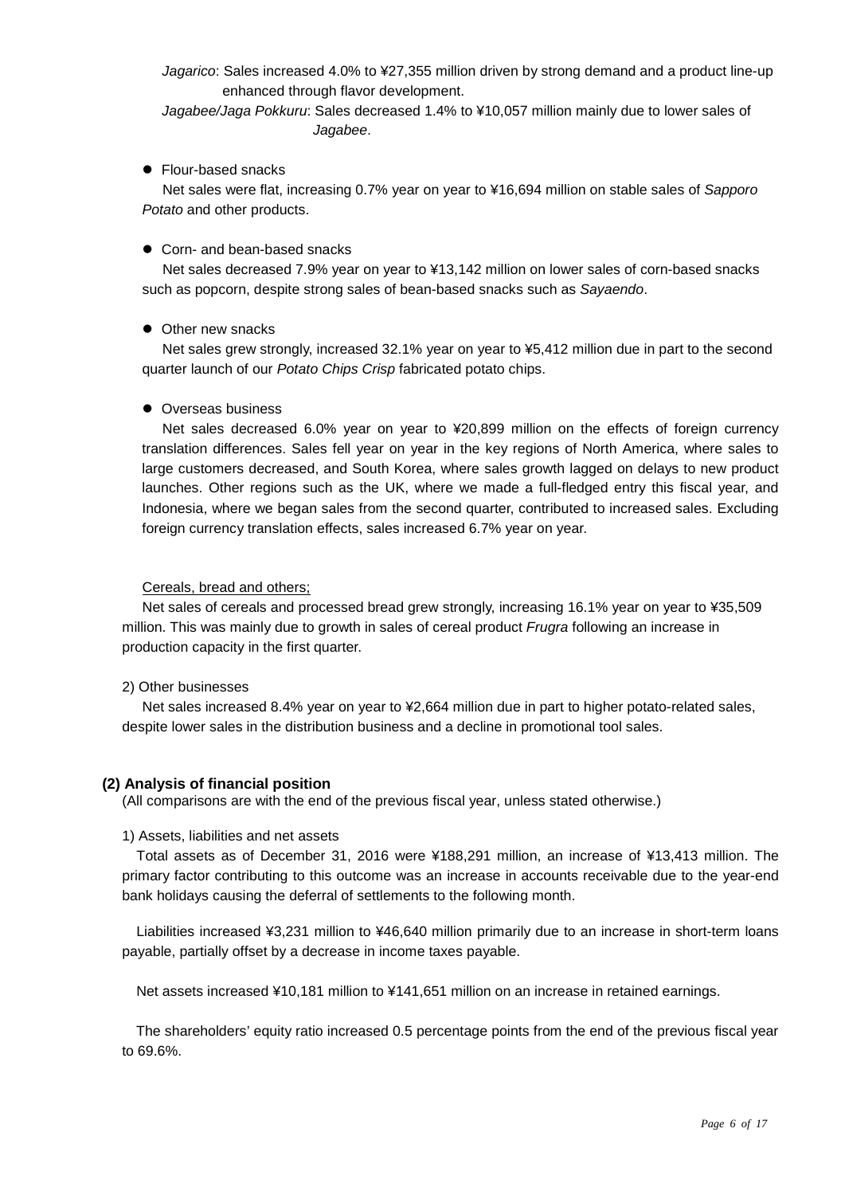*Jagarico*: Sales increased 4.0% to ¥27,355 million driven by strong demand and a product line-up enhanced through flavor development.

*Jagabee/Jaga Pokkuru*: Sales decreased 1.4% to ¥10,057 million mainly due to lower sales of *Jagabee*.

- Flour-based snacks

Net sales were flat, increasing 0.7% year on year to ¥16,694 million on stable sales of *Sapporo Potato* and other products.

- Corn- and bean-based snacks

Net sales decreased 7.9% year on year to ¥13,142 million on lower sales of corn-based snacks such as popcorn, despite strong sales of bean-based snacks such as *Sayaendo*.

- Other new snacks

Net sales grew strongly, increased 32.1% year on year to ¥5,412 million due in part to the second quarter launch of our *Potato Chips Crisp* fabricated potato chips.

- Overseas business

Net sales decreased 6.0% year on year to ¥20,899 million on the effects of foreign currency translation differences. Sales fell year on year in the key regions of North America, where sales to large customers decreased, and South Korea, where sales growth lagged on delays to new product launches. Other regions such as the UK, where we made a full-fledged entry this fiscal year, and Indonesia, where we began sales from the second quarter, contributed to increased sales. Excluding foreign currency translation effects, sales increased 6.7% year on year.

Cereals, bread and others;

Net sales of cereals and processed bread grew strongly, increasing 16.1% year on year to ¥35,509 million. This was mainly due to growth in sales of cereal product *Frugra* following an increase in production capacity in the first quarter.

2) Other businesses

Net sales increased 8.4% year on year to ¥2,664 million due in part to higher potato-related sales, despite lower sales in the distribution business and a decline in promotional tool sales.

**(2) Analysis of financial position**

(All comparisons are with the end of the previous fiscal year, unless stated otherwise.)

1) Assets, liabilities and net assets

Total assets as of December 31, 2016 were ¥188,291 million, an increase of ¥13,413 million. The primary factor contributing to this outcome was an increase in accounts receivable due to the year-end bank holidays causing the deferral of settlements to the following month.

Liabilities increased ¥3,231 million to ¥46,640 million primarily due to an increase in short-term loans payable, partially offset by a decrease in income taxes payable.

Net assets increased ¥10,181 million to ¥141,651 million on an increase in retained earnings.

The shareholders' equity ratio increased 0.5 percentage points from the end of the previous fiscal year to 69.6%.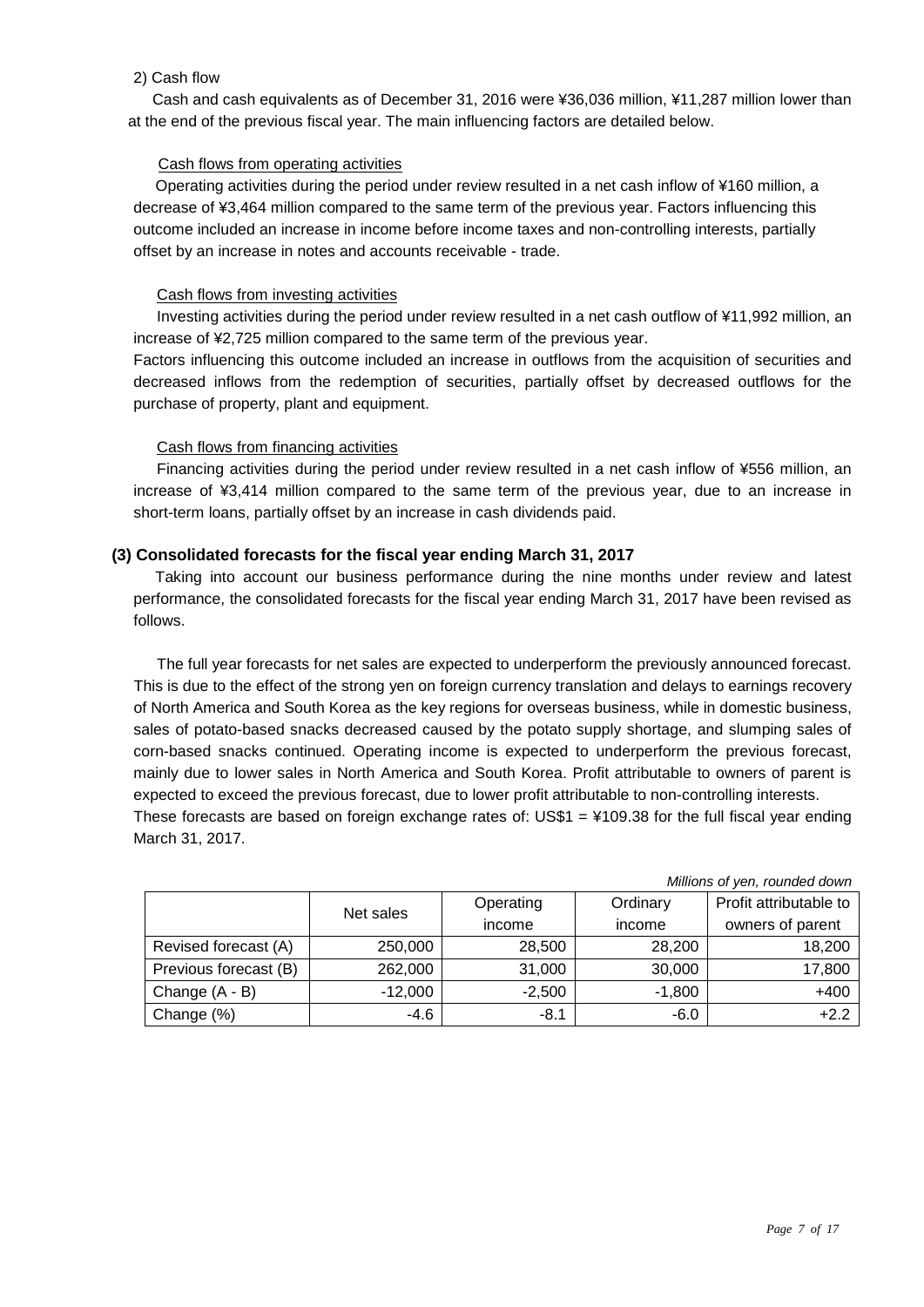2) Cash flow

Cash and cash equivalents as of December 31, 2016 were ¥36,036 million, ¥11,287 million lower than at the end of the previous fiscal year. The main influencing factors are detailed below.

Cash flows from operating activities

Operating activities during the period under review resulted in a net cash inflow of ¥160 million, a decrease of ¥3,464 million compared to the same term of the previous year. Factors influencing this outcome included an increase in income before income taxes and non-controlling interests, partially offset by an increase in notes and accounts receivable - trade.

Cash flows from investing activities

Investing activities during the period under review resulted in a net cash outflow of ¥11,992 million, an increase of ¥2,725 million compared to the same term of the previous year.
Factors influencing this outcome included an increase in outflows from the acquisition of securities and decreased inflows from the redemption of securities, partially offset by decreased outflows for the purchase of property, plant and equipment.

Cash flows from financing activities

Financing activities during the period under review resulted in a net cash inflow of ¥556 million, an increase of ¥3,414 million compared to the same term of the previous year, due to an increase in short-term loans, partially offset by an increase in cash dividends paid.

**(3) Consolidated forecasts for the fiscal year ending March 31, 2017**

Taking into account our business performance during the nine months under review and latest performance, the consolidated forecasts for the fiscal year ending March 31, 2017 have been revised as follows.

The full year forecasts for net sales are expected to underperform the previously announced forecast. This is due to the effect of the strong yen on foreign currency translation and delays to earnings recovery of North America and South Korea as the key regions for overseas business, while in domestic business, sales of potato-based snacks decreased caused by the potato supply shortage, and slumping sales of corn-based snacks continued. Operating income is expected to underperform the previous forecast, mainly due to lower sales in North America and South Korea. Profit attributable to owners of parent is expected to exceed the previous forecast, due to lower profit attributable to non-controlling interests.
These forecasts are based on foreign exchange rates of: US$1 = ¥109.38 for the full fiscal year ending March 31, 2017.

*Millions of yen, rounded down*

| | Net sales | Operating income | Ordinary income | Profit attributable to owners of parent |
|---|---|---|---|---|
| Revised forecast (A) | 250,000 | 28,500 | 28,200 | 18,200 |
| Previous forecast (B) | 262,000 | 31,000 | 30,000 | 17,800 |
| Change (A - B) | -12,000 | -2,500 | -1,800 | +400 |
| Change (%) | -4.6 | -8.1 | -6.0 | +2.2 |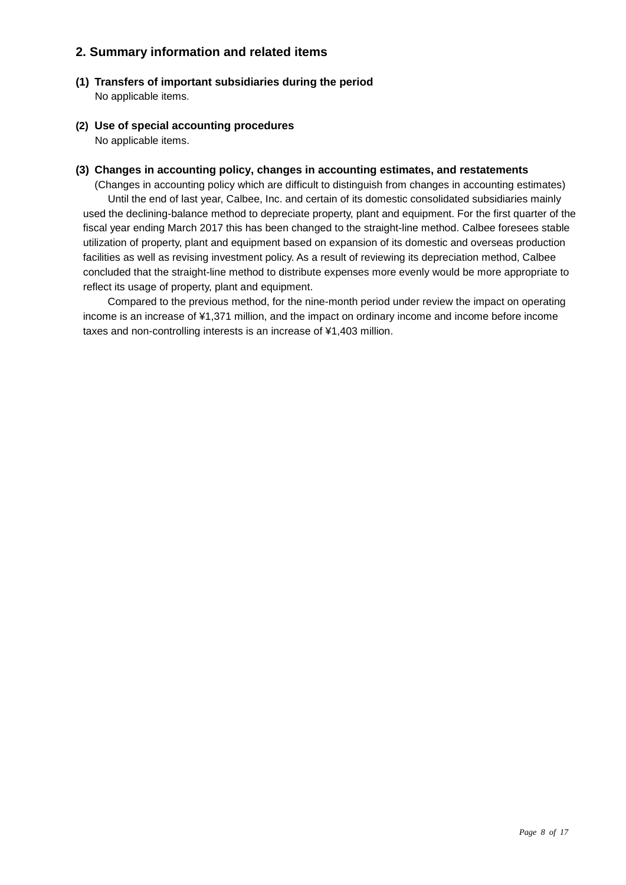## 2. Summary information and related items

**(1) Transfers of important subsidiaries during the period**

No applicable items.

**(2) Use of special accounting procedures**

No applicable items.

**(3) Changes in accounting policy, changes in accounting estimates, and restatements**

(Changes in accounting policy which are difficult to distinguish from changes in accounting estimates)

Until the end of last year, Calbee, Inc. and certain of its domestic consolidated subsidiaries mainly used the declining-balance method to depreciate property, plant and equipment. For the first quarter of the fiscal year ending March 2017 this has been changed to the straight-line method. Calbee foresees stable utilization of property, plant and equipment based on expansion of its domestic and overseas production facilities as well as revising investment policy. As a result of reviewing its depreciation method, Calbee concluded that the straight-line method to distribute expenses more evenly would be more appropriate to reflect its usage of property, plant and equipment.

Compared to the previous method, for the nine-month period under review the impact on operating income is an increase of ¥1,371 million, and the impact on ordinary income and income before income taxes and non-controlling interests is an increase of ¥1,403 million.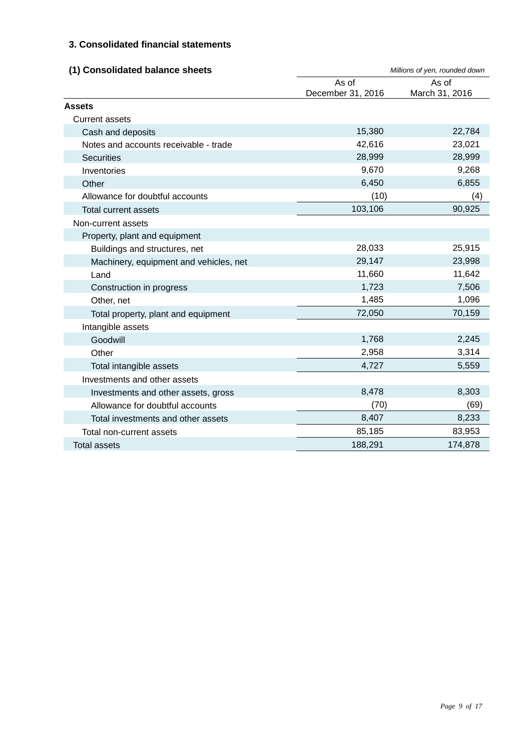## 3. Consolidated financial statements

### (1) Consolidated balance sheets

*Millions of yen, rounded down*

| | As of December 31, 2016 | As of March 31, 2016 |
|---|---|---|
| **Assets** | | |
| Current assets | | |
| Cash and deposits | 15,380 | 22,784 |
| Notes and accounts receivable - trade | 42,616 | 23,021 |
| Securities | 28,999 | 28,999 |
| Inventories | 9,670 | 9,268 |
| Other | 6,450 | 6,855 |
| Allowance for doubtful accounts | (10) | (4) |
| Total current assets | 103,106 | 90,925 |
| Non-current assets | | |
| Property, plant and equipment | | |
| Buildings and structures, net | 28,033 | 25,915 |
| Machinery, equipment and vehicles, net | 29,147 | 23,998 |
| Land | 11,660 | 11,642 |
| Construction in progress | 1,723 | 7,506 |
| Other, net | 1,485 | 1,096 |
| Total property, plant and equipment | 72,050 | 70,159 |
| Intangible assets | | |
| Goodwill | 1,768 | 2,245 |
| Other | 2,958 | 3,314 |
| Total intangible assets | 4,727 | 5,559 |
| Investments and other assets | | |
| Investments and other assets, gross | 8,478 | 8,303 |
| Allowance for doubtful accounts | (70) | (69) |
| Total investments and other assets | 8,407 | 8,233 |
| Total non-current assets | 85,185 | 83,953 |
| Total assets | 188,291 | 174,878 |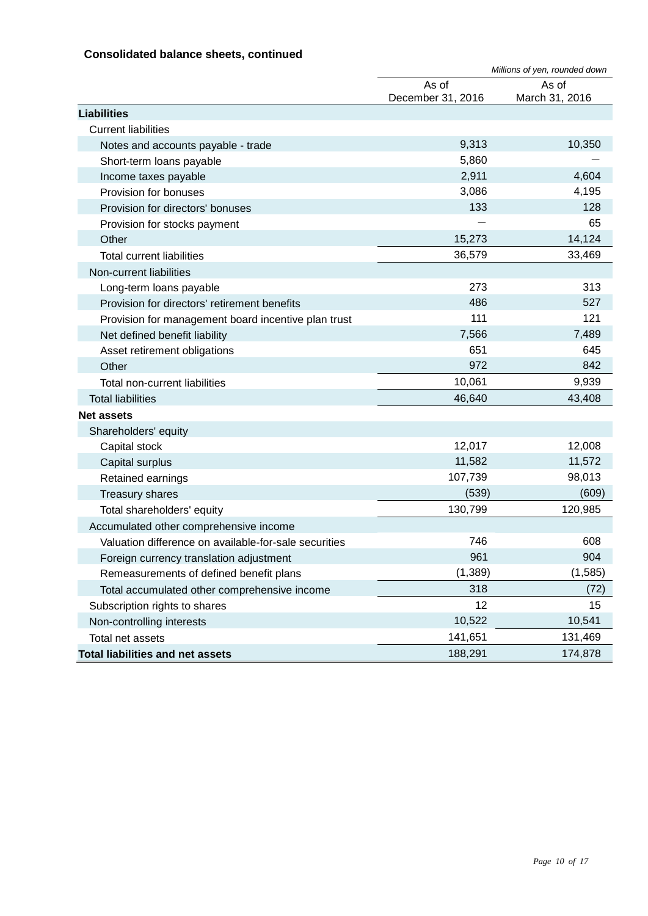### Consolidated balance sheets, continued

*Millions of yen, rounded down*

| | As of December 31, 2016 | As of March 31, 2016 |
|---|---|---|
| **Liabilities** | | |
| Current liabilities | | |
| Notes and accounts payable - trade | 9,313 | 10,350 |
| Short-term loans payable | 5,860 | — |
| Income taxes payable | 2,911 | 4,604 |
| Provision for bonuses | 3,086 | 4,195 |
| Provision for directors' bonuses | 133 | 128 |
| Provision for stocks payment | — | 65 |
| Other | 15,273 | 14,124 |
| Total current liabilities | 36,579 | 33,469 |
| Non-current liabilities | | |
| Long-term loans payable | 273 | 313 |
| Provision for directors' retirement benefits | 486 | 527 |
| Provision for management board incentive plan trust | 111 | 121 |
| Net defined benefit liability | 7,566 | 7,489 |
| Asset retirement obligations | 651 | 645 |
| Other | 972 | 842 |
| Total non-current liabilities | 10,061 | 9,939 |
| Total liabilities | 46,640 | 43,408 |
| **Net assets** | | |
| Shareholders' equity | | |
| Capital stock | 12,017 | 12,008 |
| Capital surplus | 11,582 | 11,572 |
| Retained earnings | 107,739 | 98,013 |
| Treasury shares | (539) | (609) |
| Total shareholders' equity | 130,799 | 120,985 |
| Accumulated other comprehensive income | | |
| Valuation difference on available-for-sale securities | 746 | 608 |
| Foreign currency translation adjustment | 961 | 904 |
| Remeasurements of defined benefit plans | (1,389) | (1,585) |
| Total accumulated other comprehensive income | 318 | (72) |
| Subscription rights to shares | 12 | 15 |
| Non-controlling interests | 10,522 | 10,541 |
| Total net assets | 141,651 | 131,469 |
| **Total liabilities and net assets** | 188,291 | 174,878 |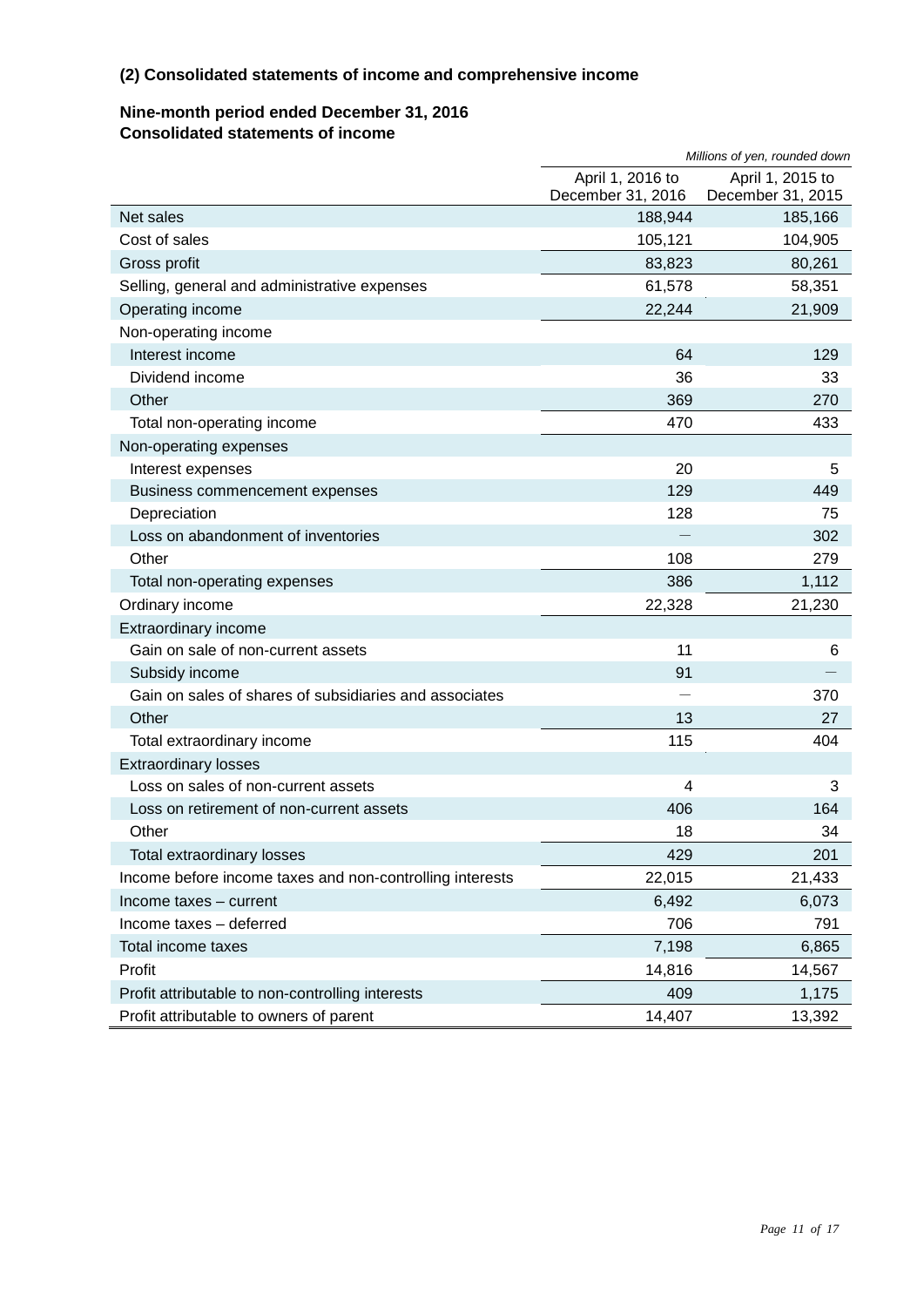### (2) Consolidated statements of income and comprehensive income

**Nine-month period ended December 31, 2016**
**Consolidated statements of income**

*Millions of yen, rounded down*

| | April 1, 2016 to December 31, 2016 | April 1, 2015 to December 31, 2015 |
|---|---|---|
| Net sales | 188,944 | 185,166 |
| Cost of sales | 105,121 | 104,905 |
| Gross profit | 83,823 | 80,261 |
| Selling, general and administrative expenses | 61,578 | 58,351 |
| Operating income | 22,244 | 21,909 |
| Non-operating income | | |
| Interest income | 64 | 129 |
| Dividend income | 36 | 33 |
| Other | 369 | 270 |
| Total non-operating income | 470 | 433 |
| Non-operating expenses | | |
| Interest expenses | 20 | 5 |
| Business commencement expenses | 129 | 449 |
| Depreciation | 128 | 75 |
| Loss on abandonment of inventories | — | 302 |
| Other | 108 | 279 |
| Total non-operating expenses | 386 | 1,112 |
| Ordinary income | 22,328 | 21,230 |
| Extraordinary income | | |
| Gain on sale of non-current assets | 11 | 6 |
| Subsidy income | 91 | — |
| Gain on sales of shares of subsidiaries and associates | — | 370 |
| Other | 13 | 27 |
| Total extraordinary income | 115 | 404 |
| Extraordinary losses | | |
| Loss on sales of non-current assets | 4 | 3 |
| Loss on retirement of non-current assets | 406 | 164 |
| Other | 18 | 34 |
| Total extraordinary losses | 429 | 201 |
| Income before income taxes and non-controlling interests | 22,015 | 21,433 |
| Income taxes – current | 6,492 | 6,073 |
| Income taxes – deferred | 706 | 791 |
| Total income taxes | 7,198 | 6,865 |
| Profit | 14,816 | 14,567 |
| Profit attributable to non-controlling interests | 409 | 1,175 |
| Profit attributable to owners of parent | 14,407 | 13,392 |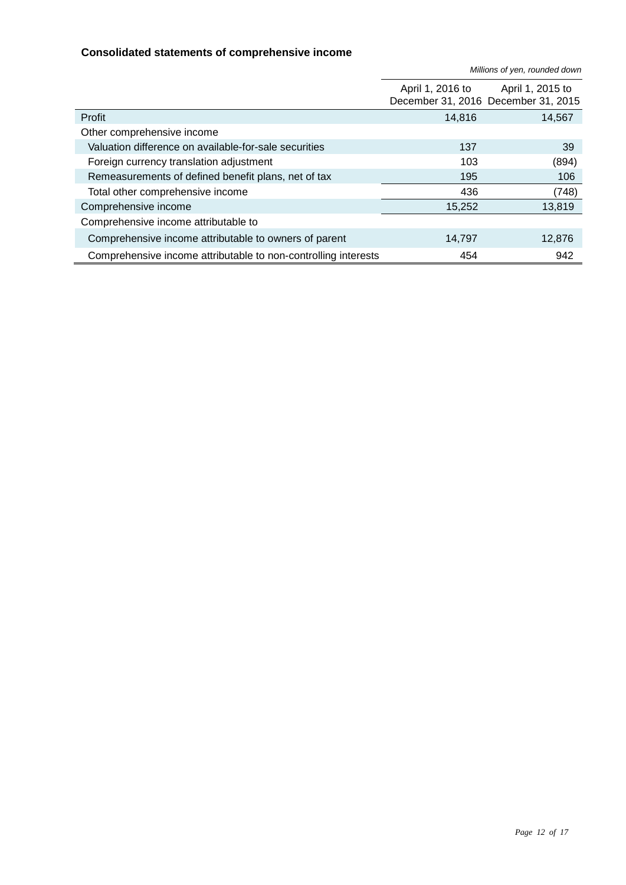### Consolidated statements of comprehensive income

*Millions of yen, rounded down*

| | April 1, 2016 to December 31, 2016 | April 1, 2015 to December 31, 2015 |
|---|---|---|
| Profit | 14,816 | 14,567 |
| Other comprehensive income | | |
| Valuation difference on available-for-sale securities | 137 | 39 |
| Foreign currency translation adjustment | 103 | (894) |
| Remeasurements of defined benefit plans, net of tax | 195 | 106 |
| Total other comprehensive income | 436 | (748) |
| Comprehensive income | 15,252 | 13,819 |
| Comprehensive income attributable to | | |
| Comprehensive income attributable to owners of parent | 14,797 | 12,876 |
| Comprehensive income attributable to non-controlling interests | 454 | 942 |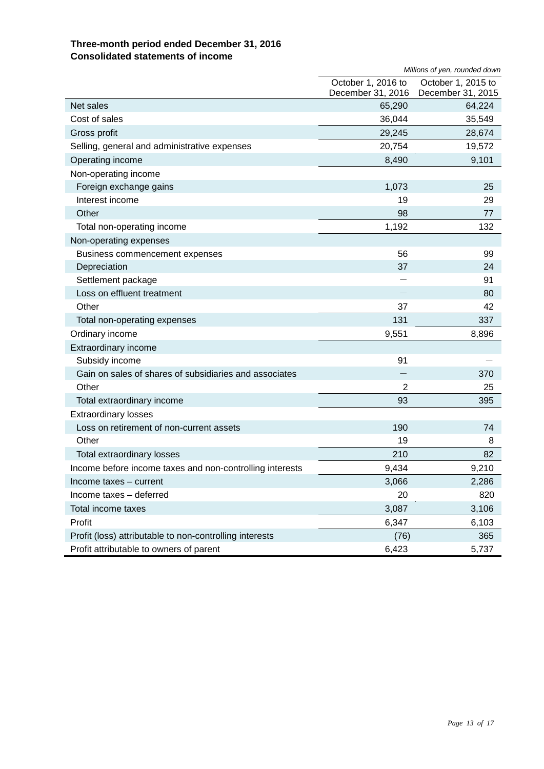**Three-month period ended December 31, 2016**
**Consolidated statements of income**

*Millions of yen, rounded down*

| | October 1, 2016 to December 31, 2016 | October 1, 2015 to December 31, 2015 |
|---|---|---|
| Net sales | 65,290 | 64,224 |
| Cost of sales | 36,044 | 35,549 |
| Gross profit | 29,245 | 28,674 |
| Selling, general and administrative expenses | 20,754 | 19,572 |
| Operating income | 8,490 | 9,101 |
| Non-operating income | | |
| Foreign exchange gains | 1,073 | 25 |
| Interest income | 19 | 29 |
| Other | 98 | 77 |
| Total non-operating income | 1,192 | 132 |
| Non-operating expenses | | |
| Business commencement expenses | 56 | 99 |
| Depreciation | 37 | 24 |
| Settlement package | — | 91 |
| Loss on effluent treatment | — | 80 |
| Other | 37 | 42 |
| Total non-operating expenses | 131 | 337 |
| Ordinary income | 9,551 | 8,896 |
| Extraordinary income | | |
| Subsidy income | 91 | — |
| Gain on sales of shares of subsidiaries and associates | — | 370 |
| Other | 2 | 25 |
| Total extraordinary income | 93 | 395 |
| Extraordinary losses | | |
| Loss on retirement of non-current assets | 190 | 74 |
| Other | 19 | 8 |
| Total extraordinary losses | 210 | 82 |
| Income before income taxes and non-controlling interests | 9,434 | 9,210 |
| Income taxes – current | 3,066 | 2,286 |
| Income taxes – deferred | 20 | 820 |
| Total income taxes | 3,087 | 3,106 |
| Profit | 6,347 | 6,103 |
| Profit (loss) attributable to non-controlling interests | (76) | 365 |
| Profit attributable to owners of parent | 6,423 | 5,737 |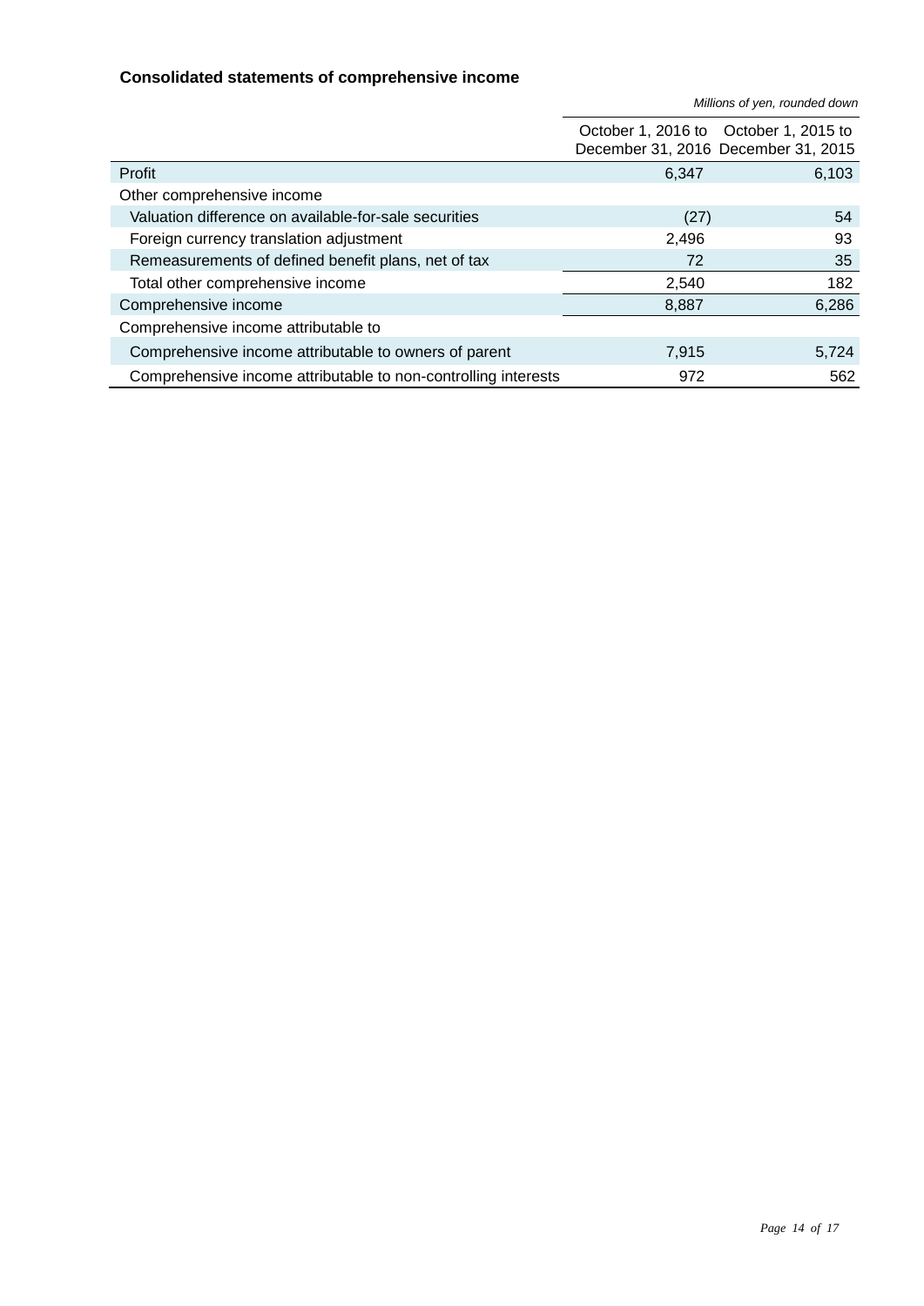## Consolidated statements of comprehensive income

*Millions of yen, rounded down*

| | October 1, 2016 to December 31, 2016 | October 1, 2015 to December 31, 2015 |
|---|---|---|
| Profit | 6,347 | 6,103 |
| Other comprehensive income | | |
| Valuation difference on available-for-sale securities | (27) | 54 |
| Foreign currency translation adjustment | 2,496 | 93 |
| Remeasurements of defined benefit plans, net of tax | 72 | 35 |
| Total other comprehensive income | 2,540 | 182 |
| Comprehensive income | 8,887 | 6,286 |
| Comprehensive income attributable to | | |
| Comprehensive income attributable to owners of parent | 7,915 | 5,724 |
| Comprehensive income attributable to non-controlling interests | 972 | 562 |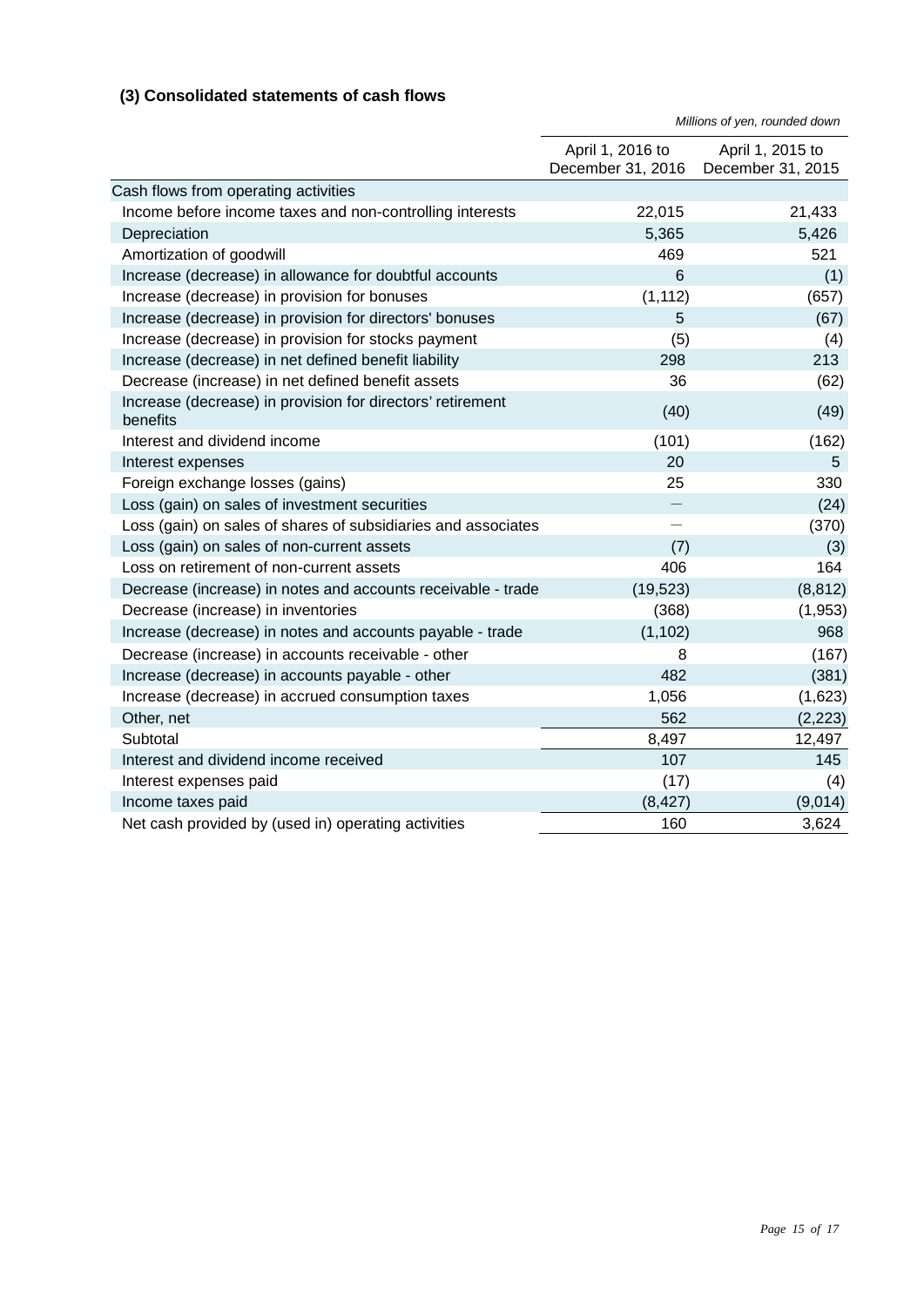### (3) Consolidated statements of cash flows

*Millions of yen, rounded down*

| | April 1, 2016 to December 31, 2016 | April 1, 2015 to December 31, 2015 |
|---|---|---|
| Cash flows from operating activities | | |
| Income before income taxes and non-controlling interests | 22,015 | 21,433 |
| Depreciation | 5,365 | 5,426 |
| Amortization of goodwill | 469 | 521 |
| Increase (decrease) in allowance for doubtful accounts | 6 | (1) |
| Increase (decrease) in provision for bonuses | (1,112) | (657) |
| Increase (decrease) in provision for directors' bonuses | 5 | (67) |
| Increase (decrease) in provision for stocks payment | (5) | (4) |
| Increase (decrease) in net defined benefit liability | 298 | 213 |
| Decrease (increase) in net defined benefit assets | 36 | (62) |
| Increase (decrease) in provision for directors' retirement benefits | (40) | (49) |
| Interest and dividend income | (101) | (162) |
| Interest expenses | 20 | 5 |
| Foreign exchange losses (gains) | 25 | 330 |
| Loss (gain) on sales of investment securities | — | (24) |
| Loss (gain) on sales of shares of subsidiaries and associates | — | (370) |
| Loss (gain) on sales of non-current assets | (7) | (3) |
| Loss on retirement of non-current assets | 406 | 164 |
| Decrease (increase) in notes and accounts receivable - trade | (19,523) | (8,812) |
| Decrease (increase) in inventories | (368) | (1,953) |
| Increase (decrease) in notes and accounts payable - trade | (1,102) | 968 |
| Decrease (increase) in accounts receivable - other | 8 | (167) |
| Increase (decrease) in accounts payable - other | 482 | (381) |
| Increase (decrease) in accrued consumption taxes | 1,056 | (1,623) |
| Other, net | 562 | (2,223) |
| Subtotal | 8,497 | 12,497 |
| Interest and dividend income received | 107 | 145 |
| Interest expenses paid | (17) | (4) |
| Income taxes paid | (8,427) | (9,014) |
| Net cash provided by (used in) operating activities | 160 | 3,624 |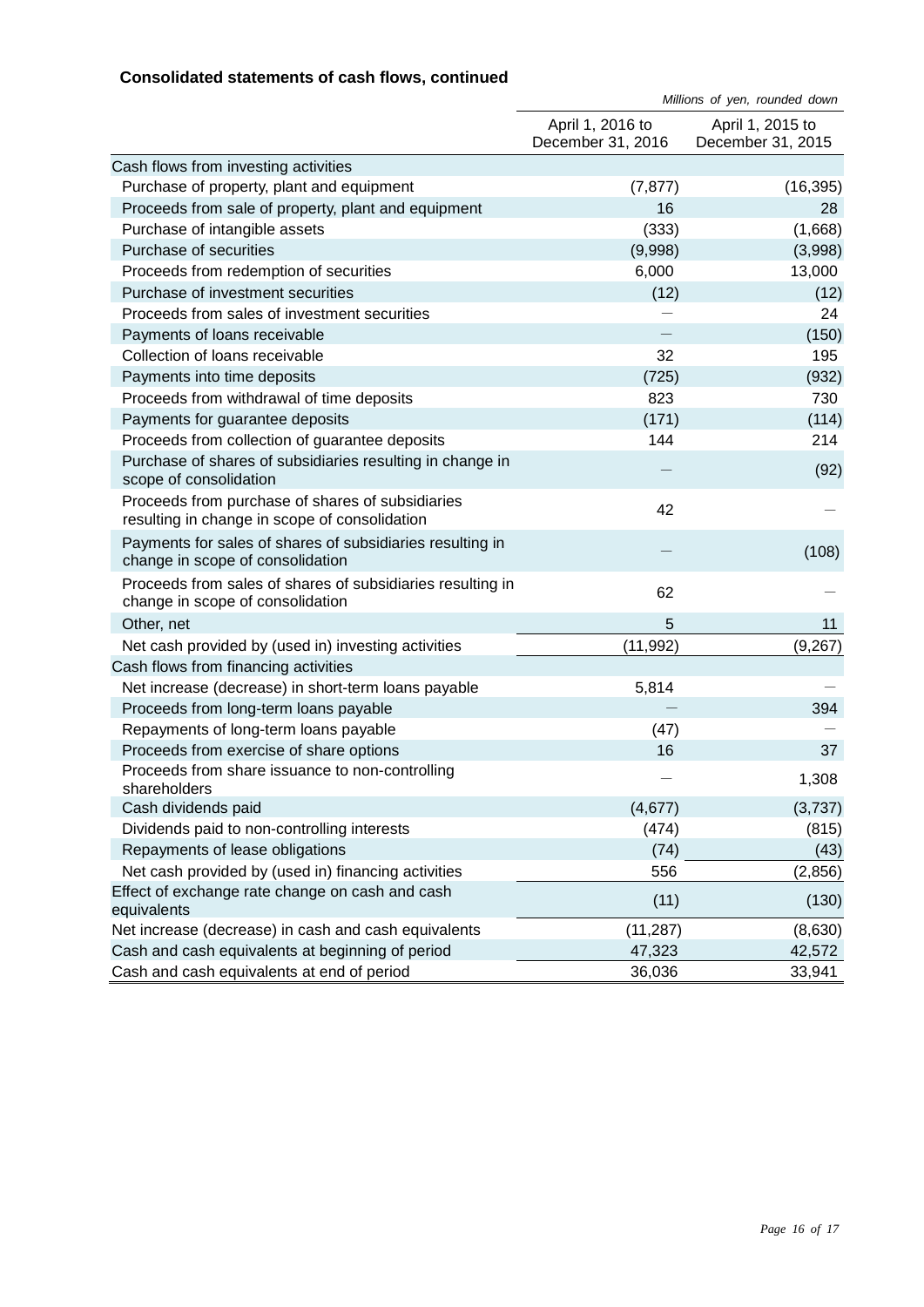### Consolidated statements of cash flows, continued

*Millions of yen, rounded down*

| | April 1, 2016 to December 31, 2016 | April 1, 2015 to December 31, 2015 |
|---|---|---|
| Cash flows from investing activities | | |
| Purchase of property, plant and equipment | (7,877) | (16,395) |
| Proceeds from sale of property, plant and equipment | 16 | 28 |
| Purchase of intangible assets | (333) | (1,668) |
| Purchase of securities | (9,998) | (3,998) |
| Proceeds from redemption of securities | 6,000 | 13,000 |
| Purchase of investment securities | (12) | (12) |
| Proceeds from sales of investment securities | — | 24 |
| Payments of loans receivable | — | (150) |
| Collection of loans receivable | 32 | 195 |
| Payments into time deposits | (725) | (932) |
| Proceeds from withdrawal of time deposits | 823 | 730 |
| Payments for guarantee deposits | (171) | (114) |
| Proceeds from collection of guarantee deposits | 144 | 214 |
| Purchase of shares of subsidiaries resulting in change in scope of consolidation | — | (92) |
| Proceeds from purchase of shares of subsidiaries resulting in change in scope of consolidation | 42 | — |
| Payments for sales of shares of subsidiaries resulting in change in scope of consolidation | — | (108) |
| Proceeds from sales of shares of subsidiaries resulting in change in scope of consolidation | 62 | — |
| Other, net | 5 | 11 |
| Net cash provided by (used in) investing activities | (11,992) | (9,267) |
| Cash flows from financing activities | | |
| Net increase (decrease) in short-term loans payable | 5,814 | — |
| Proceeds from long-term loans payable | — | 394 |
| Repayments of long-term loans payable | (47) | — |
| Proceeds from exercise of share options | 16 | 37 |
| Proceeds from share issuance to non-controlling shareholders | — | 1,308 |
| Cash dividends paid | (4,677) | (3,737) |
| Dividends paid to non-controlling interests | (474) | (815) |
| Repayments of lease obligations | (74) | (43) |
| Net cash provided by (used in) financing activities | 556 | (2,856) |
| Effect of exchange rate change on cash and cash equivalents | (11) | (130) |
| Net increase (decrease) in cash and cash equivalents | (11,287) | (8,630) |
| Cash and cash equivalents at beginning of period | 47,323 | 42,572 |
| Cash and cash equivalents at end of period | 36,036 | 33,941 |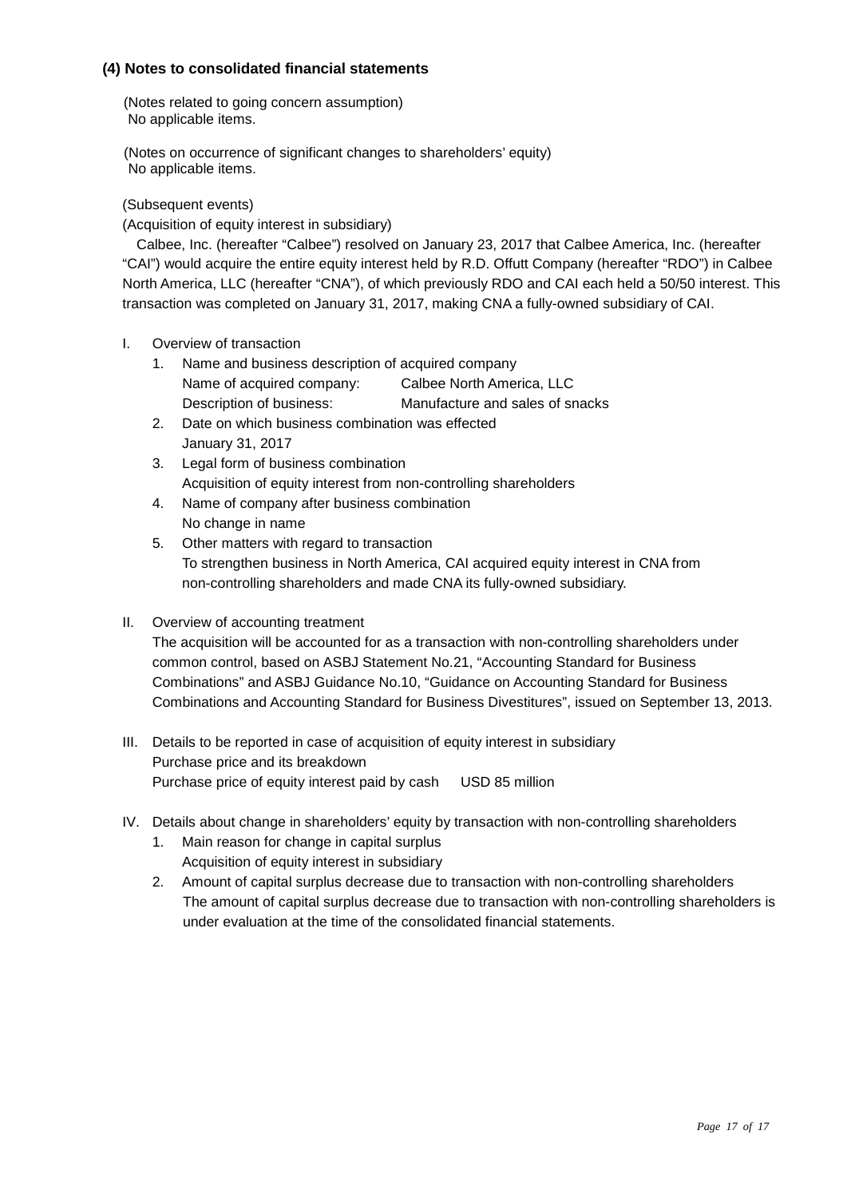### (4) Notes to consolidated financial statements

(Notes related to going concern assumption)
No applicable items.

(Notes on occurrence of significant changes to shareholders' equity)
No applicable items.

(Subsequent events)

(Acquisition of equity interest in subsidiary)

Calbee, Inc. (hereafter "Calbee") resolved on January 23, 2017 that Calbee America, Inc. (hereafter "CAI") would acquire the entire equity interest held by R.D. Offutt Company (hereafter "RDO") in Calbee North America, LLC (hereafter "CNA"), of which previously RDO and CAI each held a 50/50 interest. This transaction was completed on January 31, 2017, making CNA a fully-owned subsidiary of CAI.

I. Overview of transaction
   1. Name and business description of acquired company
      Name of acquired company: Calbee North America, LLC
      Description of business: Manufacture and sales of snacks
   2. Date on which business combination was effected
      January 31, 2017
   3. Legal form of business combination
      Acquisition of equity interest from non-controlling shareholders
   4. Name of company after business combination
      No change in name
   5. Other matters with regard to transaction
      To strengthen business in North America, CAI acquired equity interest in CNA from non-controlling shareholders and made CNA its fully-owned subsidiary.

II. Overview of accounting treatment
   The acquisition will be accounted for as a transaction with non-controlling shareholders under common control, based on ASBJ Statement No.21, "Accounting Standard for Business Combinations" and ASBJ Guidance No.10, "Guidance on Accounting Standard for Business Combinations and Accounting Standard for Business Divestitures", issued on September 13, 2013.

III. Details to be reported in case of acquisition of equity interest in subsidiary
   Purchase price and its breakdown
   Purchase price of equity interest paid by cash USD 85 million

IV. Details about change in shareholders' equity by transaction with non-controlling shareholders
   1. Main reason for change in capital surplus
      Acquisition of equity interest in subsidiary
   2. Amount of capital surplus decrease due to transaction with non-controlling shareholders
      The amount of capital surplus decrease due to transaction with non-controlling shareholders is under evaluation at the time of the consolidated financial statements.